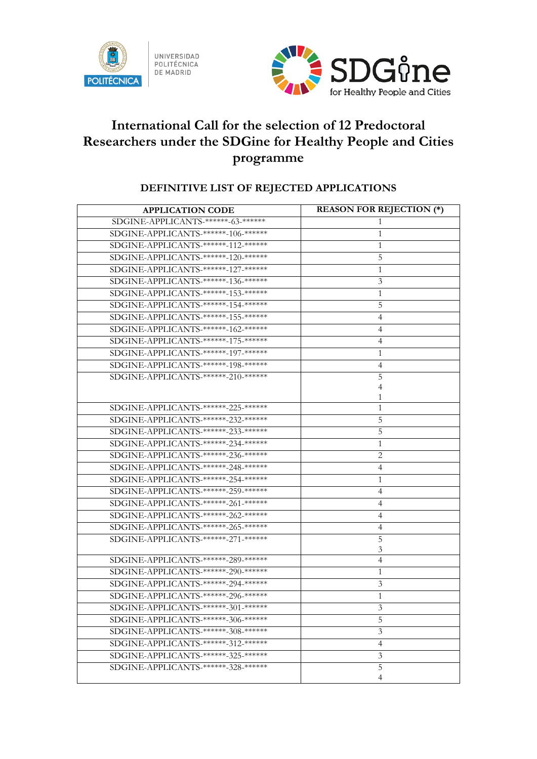# International Call for the selection of 12 Predoctoral Researchers under the SDGine for Healthy People and Cities programme

## DEFINITIVE LIST OF REJECTED APPLICATIONS

| APPLICATION CODE | REASON FOR REJECTION (*) |
|---|---|
| SDGINE-APPLICANTS-******-63-****** | 1 |
| SDGINE-APPLICANTS-******-106-****** | 1 |
| SDGINE-APPLICANTS-******-112-****** | 1 |
| SDGINE-APPLICANTS-******-120-****** | 5 |
| SDGINE-APPLICANTS-******-127-****** | 1 |
| SDGINE-APPLICANTS-******-136-****** | 3 |
| SDGINE-APPLICANTS-******-153-****** | 1 |
| SDGINE-APPLICANTS-******-154-****** | 5 |
| SDGINE-APPLICANTS-******-155-****** | 4 |
| SDGINE-APPLICANTS-******-162-****** | 4 |
| SDGINE-APPLICANTS-******-175-****** | 4 |
| SDGINE-APPLICANTS-******-197-****** | 1 |
| SDGINE-APPLICANTS-******-198-****** | 4 |
| SDGINE-APPLICANTS-******-210-****** | 5<br>4<br>1 |
| SDGINE-APPLICANTS-******-225-****** | 1 |
| SDGINE-APPLICANTS-******-232-****** | 5 |
| SDGINE-APPLICANTS-******-233-****** | 5 |
| SDGINE-APPLICANTS-******-234-****** | 1 |
| SDGINE-APPLICANTS-******-236-****** | 2 |
| SDGINE-APPLICANTS-******-248-****** | 4 |
| SDGINE-APPLICANTS-******-254-****** | 1 |
| SDGINE-APPLICANTS-******-259-****** | 4 |
| SDGINE-APPLICANTS-******-261-****** | 4 |
| SDGINE-APPLICANTS-******-262-****** | 4 |
| SDGINE-APPLICANTS-******-265-****** | 4 |
| SDGINE-APPLICANTS-******-271-****** | 5<br>3 |
| SDGINE-APPLICANTS-******-289-****** | 4 |
| SDGINE-APPLICANTS-******-290-****** | 1 |
| SDGINE-APPLICANTS-******-294-****** | 3 |
| SDGINE-APPLICANTS-******-296-****** | 1 |
| SDGINE-APPLICANTS-******-301-****** | 3 |
| SDGINE-APPLICANTS-******-306-****** | 5 |
| SDGINE-APPLICANTS-******-308-****** | 3 |
| SDGINE-APPLICANTS-******-312-****** | 4 |
| SDGINE-APPLICANTS-******-325-****** | 3 |
| SDGINE-APPLICANTS-******-328-****** | 5<br>4 |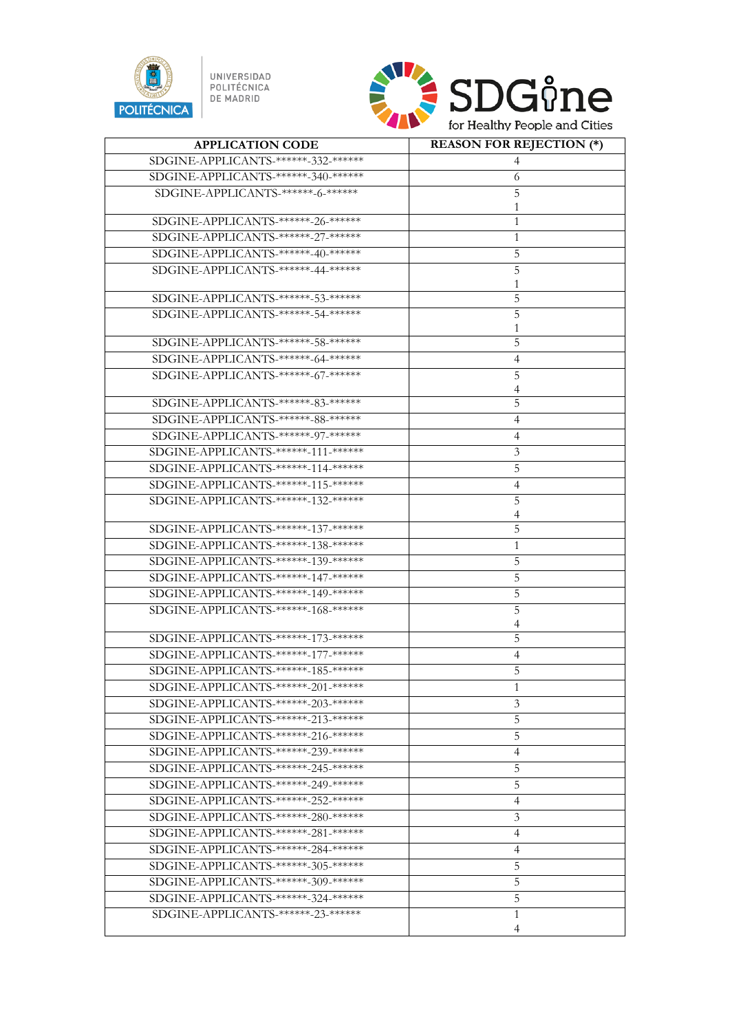| APPLICATION CODE | REASON FOR REJECTION (*) |
| --- | --- |
| SDGINE-APPLICANTS-******-332-****** | 4 |
| SDGINE-APPLICANTS-******-340-****** | 6 |
| SDGINE-APPLICANTS-******-6-****** | 5<br>1 |
| SDGINE-APPLICANTS-******-26-****** | 1 |
| SDGINE-APPLICANTS-******-27-****** | 1 |
| SDGINE-APPLICANTS-******-40-****** | 5 |
| SDGINE-APPLICANTS-******-44-****** | 5<br>1 |
| SDGINE-APPLICANTS-******-53-****** | 5 |
| SDGINE-APPLICANTS-******-54-****** | 5<br>1 |
| SDGINE-APPLICANTS-******-58-****** | 5 |
| SDGINE-APPLICANTS-******-64-****** | 4 |
| SDGINE-APPLICANTS-******-67-****** | 5<br>4 |
| SDGINE-APPLICANTS-******-83-****** | 5 |
| SDGINE-APPLICANTS-******-88-****** | 4 |
| SDGINE-APPLICANTS-******-97-****** | 4 |
| SDGINE-APPLICANTS-******-111-****** | 3 |
| SDGINE-APPLICANTS-******-114-****** | 5 |
| SDGINE-APPLICANTS-******-115-****** | 4 |
| SDGINE-APPLICANTS-******-132-****** | 5<br>4 |
| SDGINE-APPLICANTS-******-137-****** | 5 |
| SDGINE-APPLICANTS-******-138-****** | 1 |
| SDGINE-APPLICANTS-******-139-****** | 5 |
| SDGINE-APPLICANTS-******-147-****** | 5 |
| SDGINE-APPLICANTS-******-149-****** | 5 |
| SDGINE-APPLICANTS-******-168-****** | 5<br>4 |
| SDGINE-APPLICANTS-******-173-****** | 5 |
| SDGINE-APPLICANTS-******-177-****** | 4 |
| SDGINE-APPLICANTS-******-185-****** | 5 |
| SDGINE-APPLICANTS-******-201-****** | 1 |
| SDGINE-APPLICANTS-******-203-****** | 3 |
| SDGINE-APPLICANTS-******-213-****** | 5 |
| SDGINE-APPLICANTS-******-216-****** | 5 |
| SDGINE-APPLICANTS-******-239-****** | 4 |
| SDGINE-APPLICANTS-******-245-****** | 5 |
| SDGINE-APPLICANTS-******-249-****** | 5 |
| SDGINE-APPLICANTS-******-252-****** | 4 |
| SDGINE-APPLICANTS-******-280-****** | 3 |
| SDGINE-APPLICANTS-******-281-****** | 4 |
| SDGINE-APPLICANTS-******-284-****** | 4 |
| SDGINE-APPLICANTS-******-305-****** | 5 |
| SDGINE-APPLICANTS-******-309-****** | 5 |
| SDGINE-APPLICANTS-******-324-****** | 5 |
| SDGINE-APPLICANTS-******-23-****** | 1<br>4 |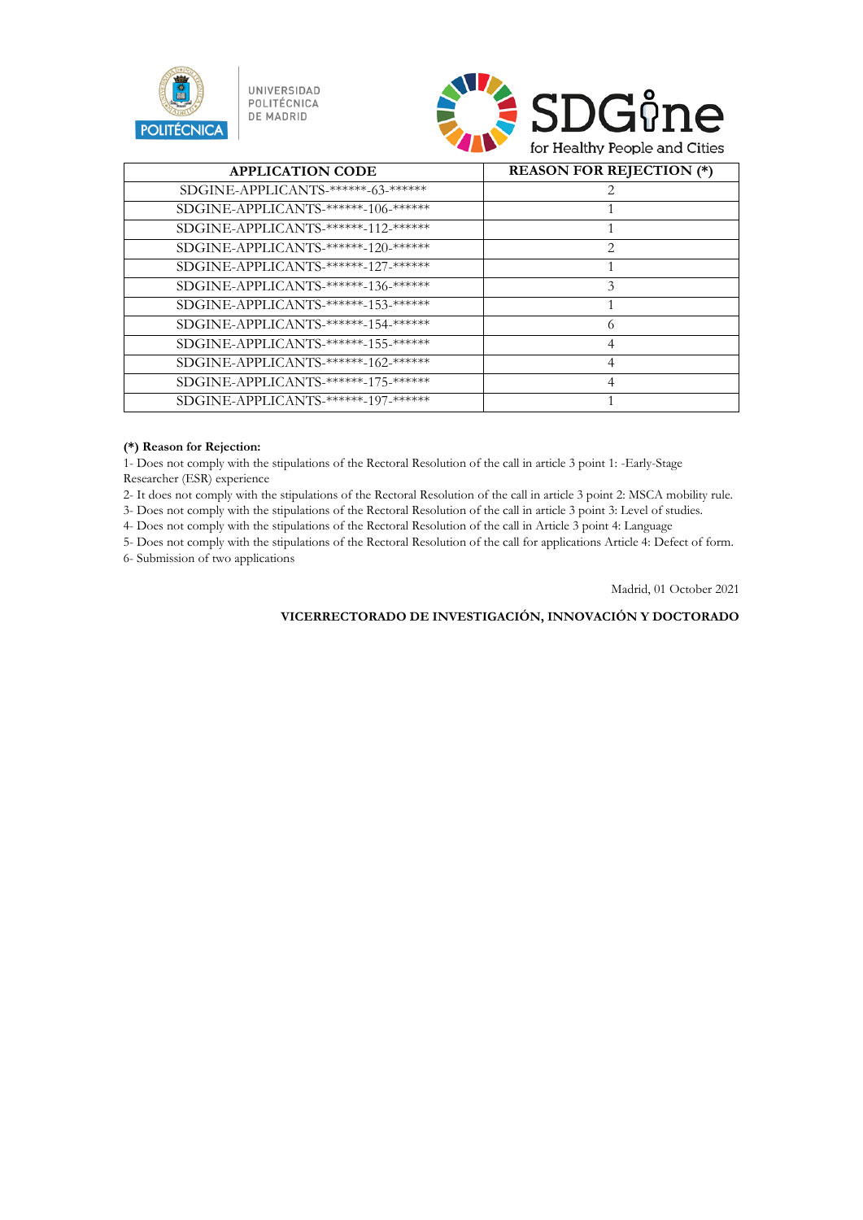| APPLICATION CODE | REASON FOR REJECTION (*) |
|---|---|
| SDGINE-APPLICANTS-******-63-****** | 2 |
| SDGINE-APPLICANTS-******-106-****** | 1 |
| SDGINE-APPLICANTS-******-112-****** | 1 |
| SDGINE-APPLICANTS-******-120-****** | 2 |
| SDGINE-APPLICANTS-******-127-****** | 1 |
| SDGINE-APPLICANTS-******-136-****** | 3 |
| SDGINE-APPLICANTS-******-153-****** | 1 |
| SDGINE-APPLICANTS-******-154-****** | 6 |
| SDGINE-APPLICANTS-******-155-****** | 4 |
| SDGINE-APPLICANTS-******-162-****** | 4 |
| SDGINE-APPLICANTS-******-175-****** | 4 |
| SDGINE-APPLICANTS-******-197-****** | 1 |

**(*) Reason for Rejection:**

1- Does not comply with the stipulations of the Rectoral Resolution of the call in article 3 point 1: -Early-Stage Researcher (ESR) experience

2- It does not comply with the stipulations of the Rectoral Resolution of the call in article 3 point 2: MSCA mobility rule.

3- Does not comply with the stipulations of the Rectoral Resolution of the call in article 3 point 3: Level of studies.

4- Does not comply with the stipulations of the Rectoral Resolution of the call in Article 3 point 4: Language

5- Does not comply with the stipulations of the Rectoral Resolution of the call for applications Article 4: Defect of form.

6- Submission of two applications

Madrid, 01 October 2021

**VICERRECTORADO DE INVESTIGACIÓN, INNOVACIÓN Y DOCTORADO**